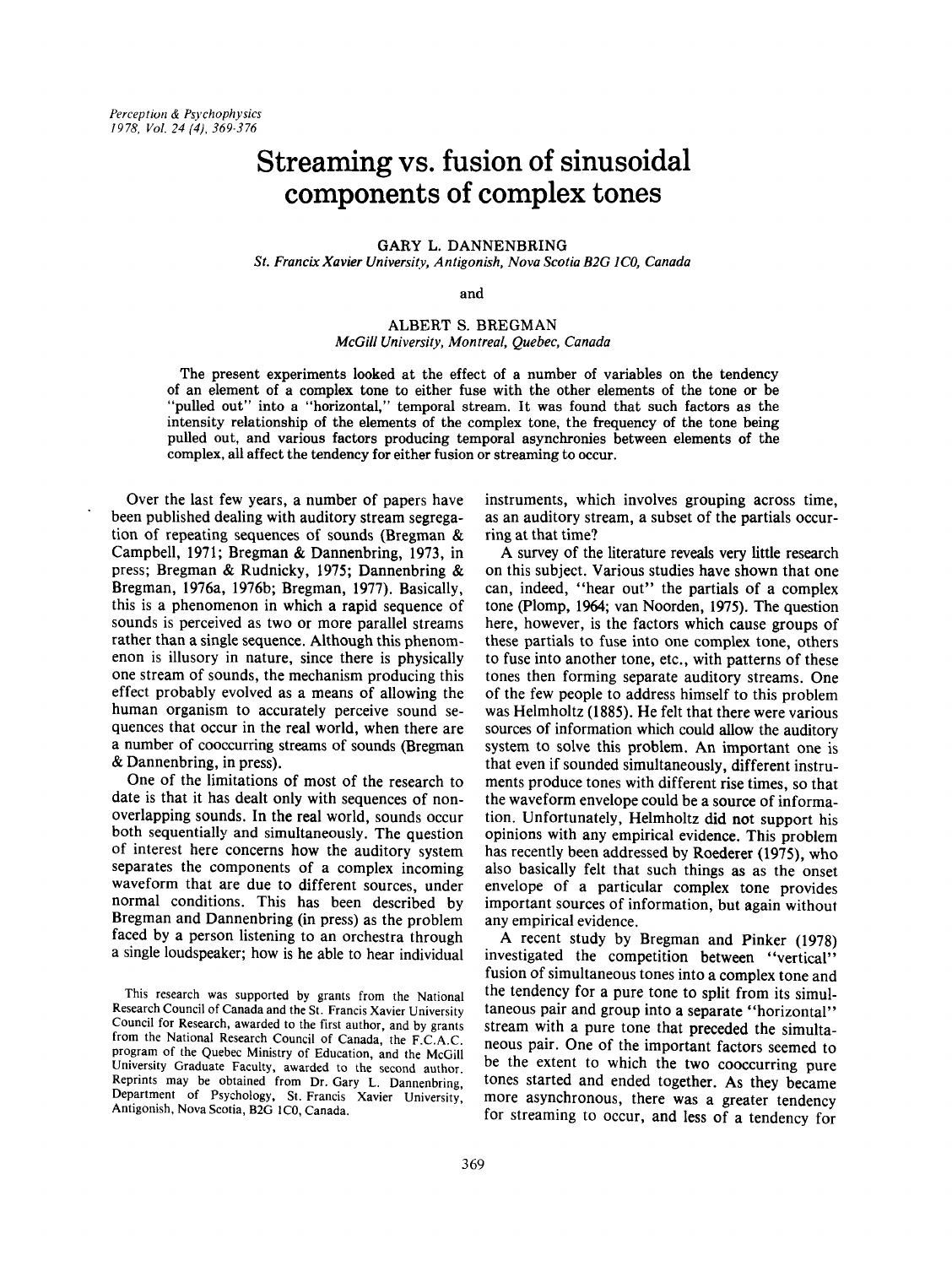# Streaming vs. fusion of sinusoidal components of complex tones

GARY L. DANNENBRING
*St. Francix Xavier University, Antigonish, Nova Scotia B2G 1C0, Canada*

and

ALBERT S. BREGMAN
*McGill University, Montreal, Quebec, Canada*

The present experiments looked at the effect of a number of variables on the tendency of an element of a complex tone to either fuse with the other elements of the tone or be "pulled out" into a "horizontal," temporal stream. It was found that such factors as the intensity relationship of the elements of the complex tone, the frequency of the tone being pulled out, and various factors producing temporal asynchronies between elements of the complex, all affect the tendency for either fusion or streaming to occur.

Over the last few years, a number of papers have been published dealing with auditory stream segregation of repeating sequences of sounds (Bregman & Campbell, 1971; Bregman & Dannenbring, 1973, in press; Bregman & Rudnicky, 1975; Dannenbring & Bregman, 1976a, 1976b; Bregman, 1977). Basically, this is a phenomenon in which a rapid sequence of sounds is perceived as two or more parallel streams rather than a single sequence. Although this phenomenon is illusory in nature, since there is physically one stream of sounds, the mechanism producing this effect probably evolved as a means of allowing the human organism to accurately perceive sound sequences that occur in the real world, when there are a number of cooccurring streams of sounds (Bregman & Dannenbring, in press).

One of the limitations of most of the research to date is that it has dealt only with sequences of nonoverlapping sounds. In the real world, sounds occur both sequentially and simultaneously. The question of interest here concerns how the auditory system separates the components of a complex incoming waveform that are due to different sources, under normal conditions. This has been described by Bregman and Dannenbring (in press) as the problem faced by a person listening to an orchestra through a single loudspeaker; how is he able to hear individual instruments, which involves grouping across time, as an auditory stream, a subset of the partials occurring at that time?

A survey of the literature reveals very little research on this subject. Various studies have shown that one can, indeed, "hear out" the partials of a complex tone (Plomp, 1964; van Noorden, 1975). The question here, however, is the factors which cause groups of these partials to fuse into one complex tone, others to fuse into another tone, etc., with patterns of these tones then forming separate auditory streams. One of the few people to address himself to this problem was Helmholtz (1885). He felt that there were various sources of information which could allow the auditory system to solve this problem. An important one is that even if sounded simultaneously, different instruments produce tones with different rise times, so that the waveform envelope could be a source of information. Unfortunately, Helmholtz did not support his opinions with any empirical evidence. This problem has recently been addressed by Roederer (1975), who also basically felt that such things as as the onset envelope of a particular complex tone provides important sources of information, but again without any empirical evidence.

A recent study by Bregman and Pinker (1978) investigated the competition between "vertical" fusion of simultaneous tones into a complex tone and the tendency for a pure tone to split from its simultaneous pair and group into a separate "horizontal" stream with a pure tone that preceded the simultaneous pair. One of the important factors seemed to be the extent to which the two cooccurring pure tones started and ended together. As they became more asynchronous, there was a greater tendency for streaming to occur, and less of a tendency for

This research was supported by grants from the National Research Council of Canada and the St. Francis Xavier University Council for Research, awarded to the first author, and by grants from the National Research Council of Canada, the F.C.A.C. program of the Quebec Ministry of Education, and the McGill University Graduate Faculty, awarded to the second author. Reprints may be obtained from Dr. Gary L. Dannenbring, Department of Psychology, St. Francis Xavier University, Antigonish, Nova Scotia, B2G 1C0, Canada.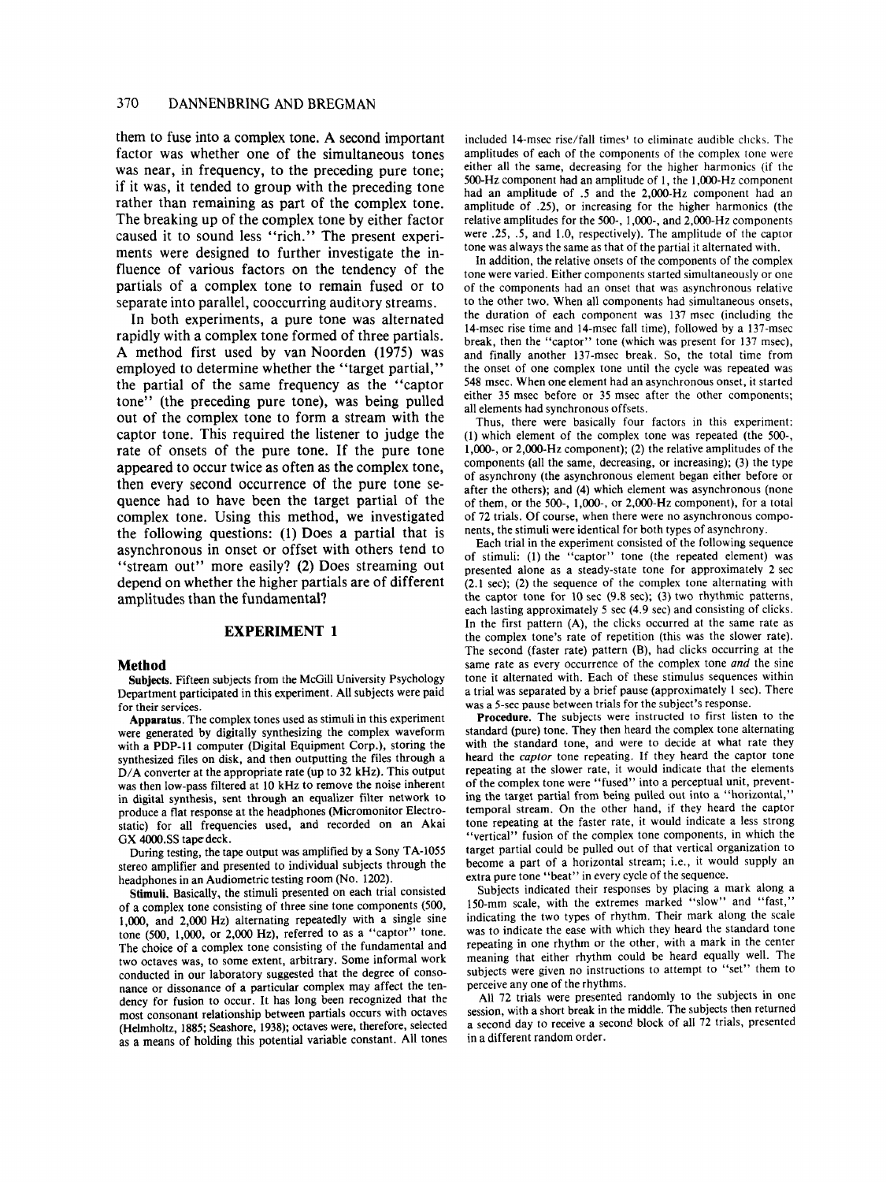them to fuse into a complex tone. A second important factor was whether one of the simultaneous tones was near, in frequency, to the preceding pure tone; if it was, it tended to group with the preceding tone rather than remaining as part of the complex tone. The breaking up of the complex tone by either factor caused it to sound less "rich." The present experiments were designed to further investigate the influence of various factors on the tendency of the partials of a complex tone to remain fused or to separate into parallel, cooccurring auditory streams.

In both experiments, a pure tone was alternated rapidly with a complex tone formed of three partials. A method first used by van Noorden (1975) was employed to determine whether the "target partial," the partial of the same frequency as the "captor tone" (the preceding pure tone), was being pulled out of the complex tone to form a stream with the captor tone. This required the listener to judge the rate of onsets of the pure tone. If the pure tone appeared to occur twice as often as the complex tone, then every second occurrence of the pure tone sequence had to have been the target partial of the complex tone. Using this method, we investigated the following questions: (1) Does a partial that is asynchronous in onset or offset with others tend to "stream out" more easily? (2) Does streaming out depend on whether the higher partials are of different amplitudes than the fundamental?

## EXPERIMENT 1

### Method

**Subjects.** Fifteen subjects from the McGill University Psychology Department participated in this experiment. All subjects were paid for their services.

**Apparatus.** The complex tones used as stimuli in this experiment were generated by digitally synthesizing the complex waveform with a PDP-11 computer (Digital Equipment Corp.), storing the synthesized files on disk, and then outputting the files through a D/A converter at the appropriate rate (up to 32 kHz). This output was then low-pass filtered at 10 kHz to remove the noise inherent in digital synthesis, sent through an equalizer filter network to produce a flat response at the headphones (Micromonitor Electrostatic) for all frequencies used, and recorded on an Akai GX 4000.SS tape deck.

During testing, the tape output was amplified by a Sony TA-1055 stereo amplifier and presented to individual subjects through the headphones in an Audiometric testing room (No. 1202).

**Stimuli.** Basically, the stimuli presented on each trial consisted of a complex tone consisting of three sine tone components (500, 1,000, and 2,000 Hz) alternating repeatedly with a single sine tone (500, 1,000, or 2,000 Hz), referred to as a "captor" tone. The choice of a complex tone consisting of the fundamental and two octaves was, to some extent, arbitrary. Some informal work conducted in our laboratory suggested that the degree of consonance or dissonance of a particular complex may affect the tendency for fusion to occur. It has long been recognized that the most consonant relationship between partials occurs with octaves (Helmholtz, 1885; Seashore, 1938); octaves were, therefore, selected as a means of holding this potential variable constant. All tones included 14-msec rise/fall times[1] to eliminate audible clicks. The amplitudes of each of the components of the complex tone were either all the same, decreasing for the higher harmonics (if the 500-Hz component had an amplitude of 1, the 1,000-Hz component had an amplitude of .5 and the 2,000-Hz component had an amplitude of .25), or increasing for the higher harmonics (the relative amplitudes for the 500-, 1,000-, and 2,000-Hz components were .25, .5, and 1.0, respectively). The amplitude of the captor tone was always the same as that of the partial it alternated with.

In addition, the relative onsets of the components of the complex tone were varied. Either components started simultaneously or one of the components had an onset that was asynchronous relative to the other two. When all components had simultaneous onsets, the duration of each component was 137 msec (including the 14-msec rise time and 14-msec fall time), followed by a 137-msec break, then the "captor" tone (which was present for 137 msec), and finally another 137-msec break. So, the total time from the onset of one complex tone until the cycle was repeated was 548 msec. When one element had an asynchronous onset, it started either 35 msec before or 35 msec after the other components; all elements had synchronous offsets.

Thus, there were basically four factors in this experiment: (1) which element of the complex tone was repeated (the 500-, 1,000-, or 2,000-Hz component); (2) the relative amplitudes of the components (all the same, decreasing, or increasing); (3) the type of asynchrony (the asynchronous element began either before or after the others); and (4) which element was asynchronous (none of them, or the 500-, 1,000-, or 2,000-Hz component), for a total of 72 trials. Of course, when there were no asynchronous components, the stimuli were identical for both types of asynchrony.

Each trial in the experiment consisted of the following sequence of stimuli: (1) the "captor" tone (the repeated element) was presented alone as a steady-state tone for approximately 2 sec (2.1 sec); (2) the sequence of the complex tone alternating with the captor tone for 10 sec (9.8 sec); (3) two rhythmic patterns, each lasting approximately 5 sec (4.9 sec) and consisting of clicks. In the first pattern (A), the clicks occurred at the same rate as the complex tone's rate of repetition (this was the slower rate). The second (faster rate) pattern (B), had clicks occurring at the same rate as every occurrence of the complex tone *and* the sine tone it alternated with. Each of these stimulus sequences within a trial was separated by a brief pause (approximately 1 sec). There was a 5-sec pause between trials for the subject's response.

**Procedure.** The subjects were instructed to first listen to the standard (pure) tone. They then heard the complex tone alternating with the standard tone, and were to decide at what rate they heard the *captor* tone repeating. If they heard the captor tone repeating at the slower rate, it would indicate that the elements of the complex tone were "fused" into a perceptual unit, preventing the target partial from being pulled out into a "horizontal," temporal stream. On the other hand, if they heard the captor tone repeating at the faster rate, it would indicate a less strong "vertical" fusion of the complex tone components, in which the target partial could be pulled out of that vertical organization to become a part of a horizontal stream; i.e., it would supply an extra pure tone "beat" in every cycle of the sequence.

Subjects indicated their responses by placing a mark along a 150-mm scale, with the extremes marked "slow" and "fast," indicating the two types of rhythm. Their mark along the scale was to indicate the ease with which they heard the standard tone repeating in one rhythm or the other, with a mark in the center meaning that either rhythm could be heard equally well. The subjects were given no instructions to attempt to "set" them to perceive any one of the rhythms.

All 72 trials were presented randomly to the subjects in one session, with a short break in the middle. The subjects then returned a second day to receive a second block of all 72 trials, presented in a different random order.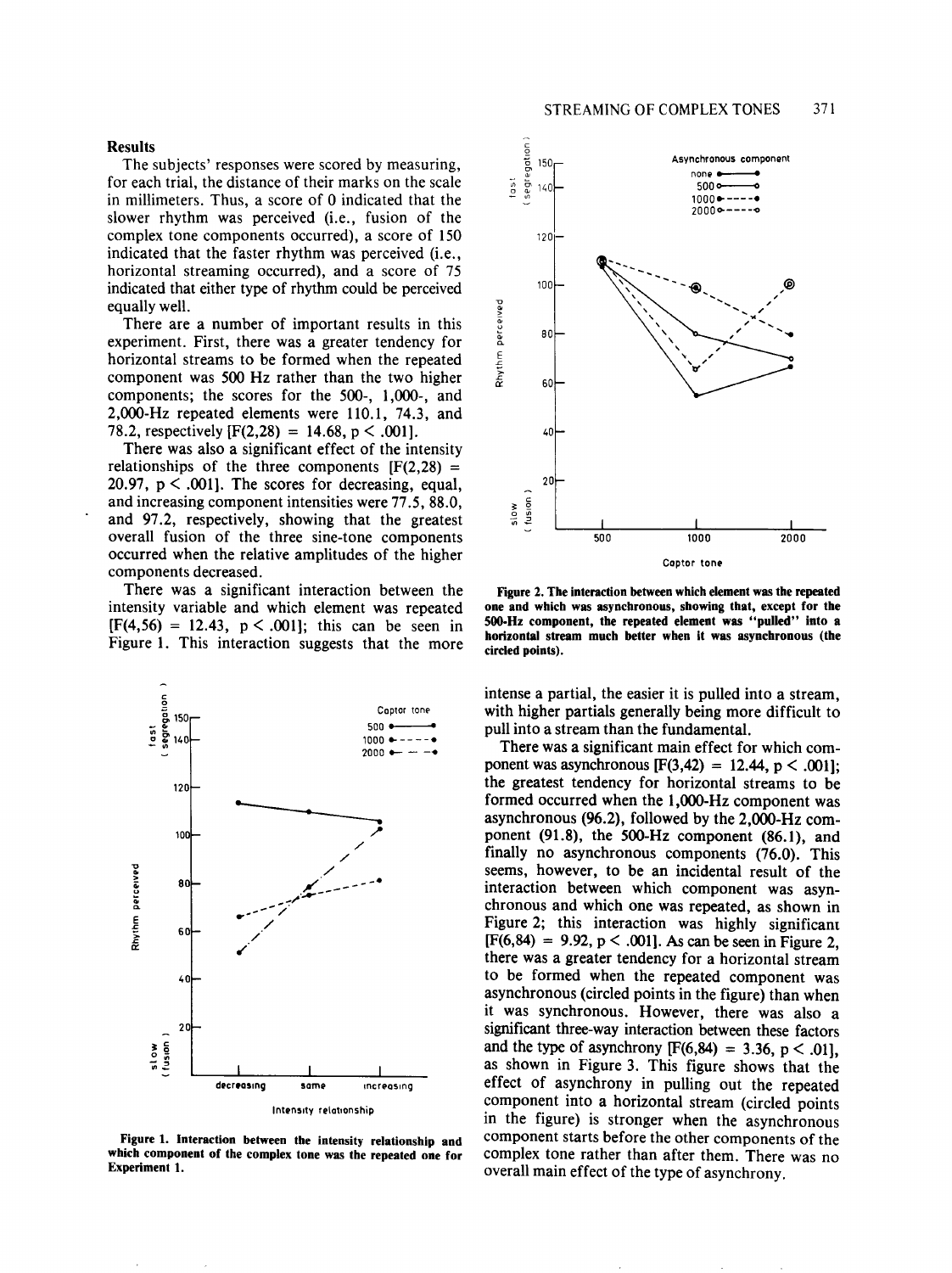## Results

The subjects' responses were scored by measuring, for each trial, the distance of their marks on the scale in millimeters. Thus, a score of 0 indicated that the slower rhythm was perceived (i.e., fusion of the complex tone components occurred), a score of 150 indicated that the faster rhythm was perceived (i.e., horizontal streaming occurred), and a score of 75 indicated that either type of rhythm could be perceived equally well.

There are a number of important results in this experiment. First, there was a greater tendency for horizontal streams to be formed when the repeated component was 500 Hz rather than the two higher components; the scores for the 500-, 1,000-, and 2,000-Hz repeated elements were 110.1, 74.3, and 78.2, respectively [$F(2,28) = 14.68$, $p < .001$].

There was also a significant effect of the intensity relationships of the three components [$F(2,28) = 20.97$, $p < .001$]. The scores for decreasing, equal, and increasing component intensities were 77.5, 88.0, and 97.2, respectively, showing that the greatest overall fusion of the three sine-tone components occurred when the relative amplitudes of the higher components decreased.

There was a significant interaction between the intensity variable and which element was repeated [$F(4,56) = 12.43$, $p < .001$]; this can be seen in Figure 1. This interaction suggests that the more intense a partial, the easier it is pulled into a stream, with higher partials generally being more difficult to pull into a stream than the fundamental.

**Figure 1. Interaction between the intensity relationship and which component of the complex tone was the repeated one for Experiment 1.**

There was a significant main effect for which component was asynchronous [$F(3,42) = 12.44$, $p < .001$]; the greatest tendency for horizontal streams to be formed occurred when the 1,000-Hz component was asynchronous (96.2), followed by the 2,000-Hz component (91.8), the 500-Hz component (86.1), and finally no asynchronous components (76.0). This seems, however, to be an incidental result of the interaction between which component was asynchronous and which one was repeated, as shown in Figure 2; this interaction was highly significant [$F(6,84) = 9.92$, $p < .001$]. As can be seen in Figure 2, there was a greater tendency for a horizontal stream to be formed when the repeated component was asynchronous (circled points in the figure) than when it was synchronous. However, there was also a significant three-way interaction between these factors and the type of asynchrony [$F(6,84) = 3.36$, $p < .01$], as shown in Figure 3. This figure shows that the effect of asynchrony in pulling out the repeated component into a horizontal stream (circled points in the figure) is stronger when the asynchronous component starts before the other components of the complex tone rather than after them. There was no overall main effect of the type of asynchrony.

**Figure 2. The interaction between which element was the repeated one and which was asynchronous, showing that, except for the 500-Hz component, the repeated element was "pulled" into a horizontal stream much better when it was asynchronous (the circled points).**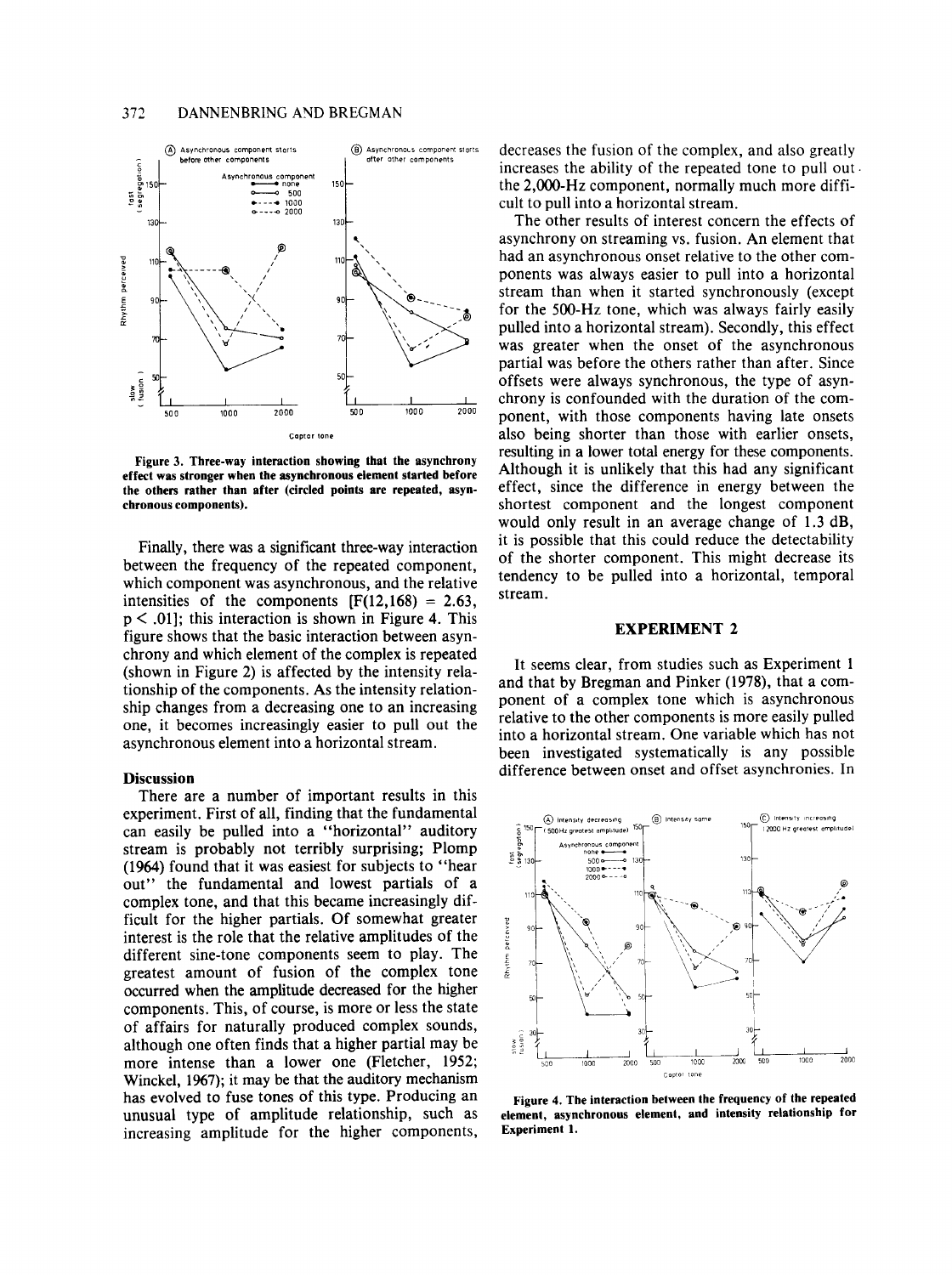(A) Asynchronous component starts before other components

(B) Asynchronous component starts after other components

Asynchronous component
none
500
1000
2000

fast (segregation)

Rhythm perceived

slow (fusion)

150
130
110
90
70
50

500
1000
2000

Captor tone

Figure 3. Three-way interaction showing that the asynchrony effect was stronger when the asynchronous element started before the others rather than after (circled points are repeated, asynchronous components).

Finally, there was a significant three-way interaction between the frequency of the repeated component, which component was asynchronous, and the relative intensities of the components [$F(12,168) = 2.63$, $p < .01$]; this interaction is shown in Figure 4. This figure shows that the basic interaction between asynchrony and which element of the complex is repeated (shown in Figure 2) is affected by the intensity relationship of the components. As the intensity relationship changes from a decreasing one to an increasing one, it becomes increasingly easier to pull out the asynchronous element into a horizontal stream.

### Discussion

There are a number of important results in this experiment. First of all, finding that the fundamental can easily be pulled into a "horizontal" auditory stream is probably not terribly surprising; Plomp (1964) found that it was easiest for subjects to "hear out" the fundamental and lowest partials of a complex tone, and that this became increasingly difficult for the higher partials. Of somewhat greater interest is the role that the relative amplitudes of the different sine-tone components seem to play. The greatest amount of fusion of the complex tone occurred when the amplitude decreased for the higher components. This, of course, is more or less the state of affairs for naturally produced complex sounds, although one often finds that a higher partial may be more intense than a lower one (Fletcher, 1952; Winckel, 1967); it may be that the auditory mechanism has evolved to fuse tones of this type. Producing an unusual type of amplitude relationship, such as increasing amplitude for the higher components, decreases the fusion of the complex, and also greatly increases the ability of the repeated tone to pull out the 2,000-Hz component, normally much more difficult to pull into a horizontal stream.

The other results of interest concern the effects of asynchrony on streaming vs. fusion. An element that had an asynchronous onset relative to the other components was always easier to pull into a horizontal stream than when it started synchronously (except for the 500-Hz tone, which was always fairly easily pulled into a horizontal stream). Secondly, this effect was greater when the onset of the asynchronous partial was before the others rather than after. Since offsets were always synchronous, the type of asynchrony is confounded with the duration of the component, with those components having late onsets also being shorter than those with earlier onsets, resulting in a lower total energy for these components. Although it is unlikely that this had any significant effect, since the difference in energy between the shortest component and the longest component would only result in an average change of 1.3 dB, it is possible that this could reduce the detectability of the shorter component. This might decrease its tendency to be pulled into a horizontal, temporal stream.

## EXPERIMENT 2

It seems clear, from studies such as Experiment 1 and that by Bregman and Pinker (1978), that a component of a complex tone which is asynchronous relative to the other components is more easily pulled into a horizontal stream. One variable which has not been investigated systematically is any possible difference between onset and offset asynchronies. In

(A) Intensity decreasing (500 Hz greatest amplitude)

(B) Intensity same

(C) Intensity increasing (2000 Hz greatest amplitude)

Asynchronous component
none
500
1000
2000

fast (segregation)

Rhythm perceived

slow (fusion)

150
130
110
90
70
50
30

500
1000
2000

Captor tone

Figure 4. The interaction between the frequency of the repeated element, asynchronous element, and intensity relationship for Experiment 1.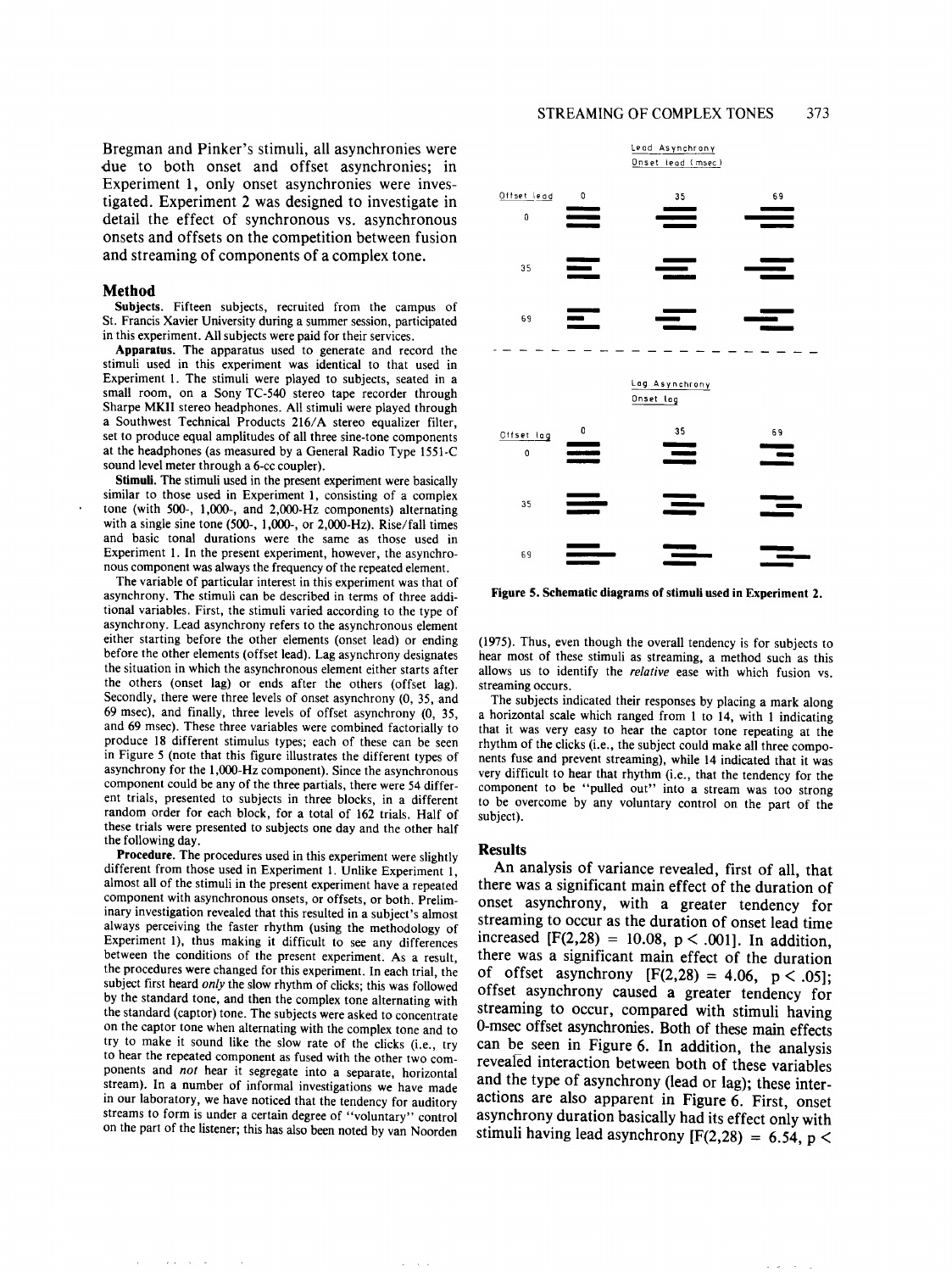Bregman and Pinker's stimuli, all asynchronies were due to both onset and offset asynchronies; in Experiment 1, only onset asynchronies were investigated. Experiment 2 was designed to investigate in detail the effect of synchronous vs. asynchronous onsets and offsets on the competition between fusion and streaming of components of a complex tone.

## Method

**Subjects.** Fifteen subjects, recruited from the campus of St. Francis Xavier University during a summer session, participated in this experiment. All subjects were paid for their services.

**Apparatus.** The apparatus used to generate and record the stimuli used in this experiment was identical to that used in Experiment 1. The stimuli were played to subjects, seated in a small room, on a Sony TC-540 stereo tape recorder through Sharpe MKII stereo headphones. All stimuli were played through a Southwest Technical Products 216/A stereo equalizer filter, set to produce equal amplitudes of all three sine-tone components at the headphones (as measured by a General Radio Type 1551-C sound level meter through a 6-cc coupler).

**Stimuli.** The stimuli used in the present experiment were basically similar to those used in Experiment 1, consisting of a complex tone (with 500-, 1,000-, and 2,000-Hz components) alternating with a single sine tone (500-, 1,000-, or 2,000-Hz). Rise/fall times and basic tonal durations were the same as those used in Experiment 1. In the present experiment, however, the asynchronous component was always the frequency of the repeated element.

The variable of particular interest in this experiment was that of asynchrony. The stimuli can be described in terms of three additional variables. First, the stimuli varied according to the type of asynchrony. Lead asynchrony refers to the asynchronous element either starting before the other elements (onset lead) or ending before the other elements (offset lead). Lag asynchrony designates the situation in which the asynchronous element either starts after the others (onset lag) or ends after the others (offset lag). Secondly, there were three levels of onset asynchrony (0, 35, and 69 msec), and finally, three levels of offset asynchrony (0, 35, and 69 msec). These three variables were combined factorially to produce 18 different stimulus types; each of these can be seen in Figure 5 (note that this figure illustrates the different types of asynchrony for the 1,000-Hz component). Since the asynchronous component could be any of the three partials, there were 54 different trials, presented to subjects in three blocks, in a different random order for each block, for a total of 162 trials. Half of these trials were presented to subjects one day and the other half the following day.

**Procedure.** The procedures used in this experiment were slightly different from those used in Experiment 1. Unlike Experiment 1, almost all of the stimuli in the present experiment have a repeated component with asynchronous onsets, or offsets, or both. Preliminary investigation revealed that this resulted in a subject's almost always perceiving the faster rhythm (using the methodology of Experiment 1), thus making it difficult to see any differences between the conditions of the present experiment. As a result, the procedures were changed for this experiment. In each trial, the subject first heard *only* the slow rhythm of clicks; this was followed by the standard tone, and then the complex tone alternating with the standard (captor) tone. The subjects were asked to concentrate on the captor tone when alternating with the complex tone and to try to make it sound like the slow rate of the clicks (i.e., try to hear the repeated component as fused with the other two components and *not* hear it segregate into a separate, horizontal stream). In a number of informal investigations we have made in our laboratory, we have noticed that the tendency for auditory streams to form is under a certain degree of "voluntary" control on the part of the listener; this has also been noted by van Noorden (1975). Thus, even though the overall tendency is for subjects to hear most of these stimuli as streaming, a method such as this allows us to identify the *relative* ease with which fusion vs. streaming occurs.

The subjects indicated their responses by placing a mark along a horizontal scale which ranged from 1 to 14, with 1 indicating that it was very easy to hear the captor tone repeating at the rhythm of the clicks (i.e., the subject could make all three components fuse and prevent streaming), while 14 indicated that it was very difficult to hear that rhythm (i.e., that the tendency for the component to be "pulled out" into a stream was too strong to be overcome by any voluntary control on the part of the subject).

**Figure 5. Schematic diagrams of stimuli used in Experiment 2.**

## Results

An analysis of variance revealed, first of all, that there was a significant main effect of the duration of onset asynchrony, with a greater tendency for streaming to occur as the duration of onset lead time increased [$F(2,28) = 10.08$, $p < .001$]. In addition, there was a significant main effect of the duration of offset asynchrony [$F(2,28) = 4.06$, $p < .05$]; offset asynchrony caused a greater tendency for streaming to occur, compared with stimuli having 0-msec offset asynchronies. Both of these main effects can be seen in Figure 6. In addition, the analysis revealed interaction between both of these variables and the type of asynchrony (lead or lag); these interactions are also apparent in Figure 6. First, onset asynchrony duration basically had its effect only with stimuli having lead asynchrony [$F(2,28) = 6.54$, $p <$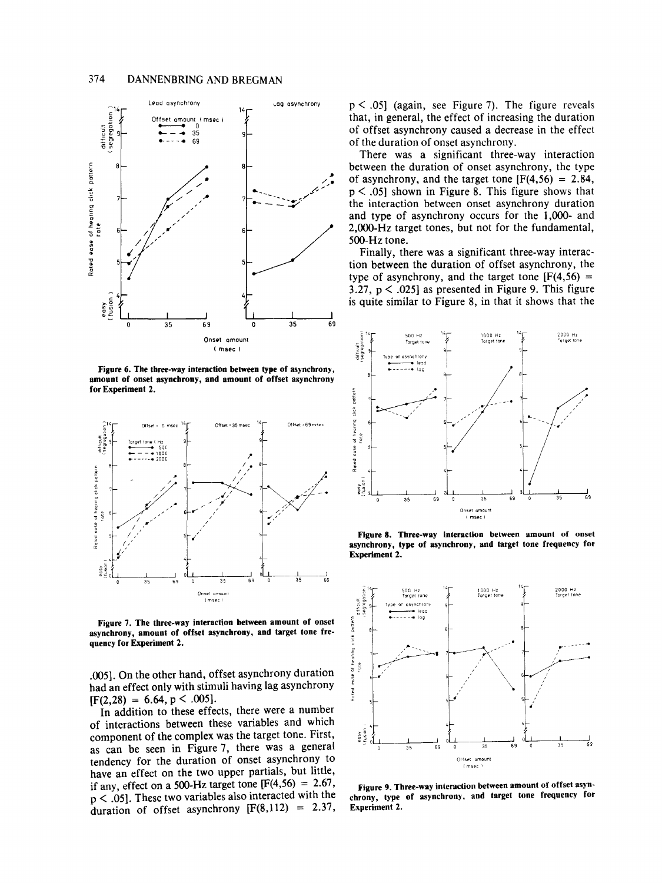Figure 6. The three-way interaction between type of asynchrony, amount of onset asynchrony, and amount of offset asynchrony for Experiment 2.

Figure 7. The three-way interaction between amount of onset asynchrony, amount of offset asynchrony, and target tone frequency for Experiment 2.

.005]. On the other hand, offset asynchrony duration had an effect only with stimuli having lag asynchrony $[F(2,28) = 6.64, p < .005]$.

In addition to these effects, there were a number of interactions between these variables and which component of the complex was the target tone. First, as can be seen in Figure 7, there was a general tendency for the duration of onset asynchrony to have an effect on the two upper partials, but little, if any, effect on a 500-Hz target tone $[F(4,56) = 2.67, p < .05]$. These two variables also interacted with the duration of offset asynchrony $[F(8,112) = 2.37, p < .05]$ (again, see Figure 7). The figure reveals that, in general, the effect of increasing the duration of offset asynchrony caused a decrease in the effect of the duration of onset asynchrony.

There was a significant three-way interaction between the duration of onset asynchrony, the type of asynchrony, and the target tone $[F(4,56) = 2.84, p < .05]$ shown in Figure 8. This figure shows that the interaction between onset asynchrony duration and type of asynchrony occurs for the 1,000- and 2,000-Hz target tones, but not for the fundamental, 500-Hz tone.

Finally, there was a significant three-way interaction between the duration of offset asynchrony, the type of asynchrony, and the target tone $[F(4,56) = 3.27, p < .025]$ as presented in Figure 9. This figure is quite similar to Figure 8, in that it shows that the

Figure 8. Three-way interaction between amount of onset asynchrony, type of asynchrony, and target tone frequency for Experiment 2.

Figure 9. Three-way interaction between amount of offset asynchrony, type of asynchrony, and target tone frequency for Experiment 2.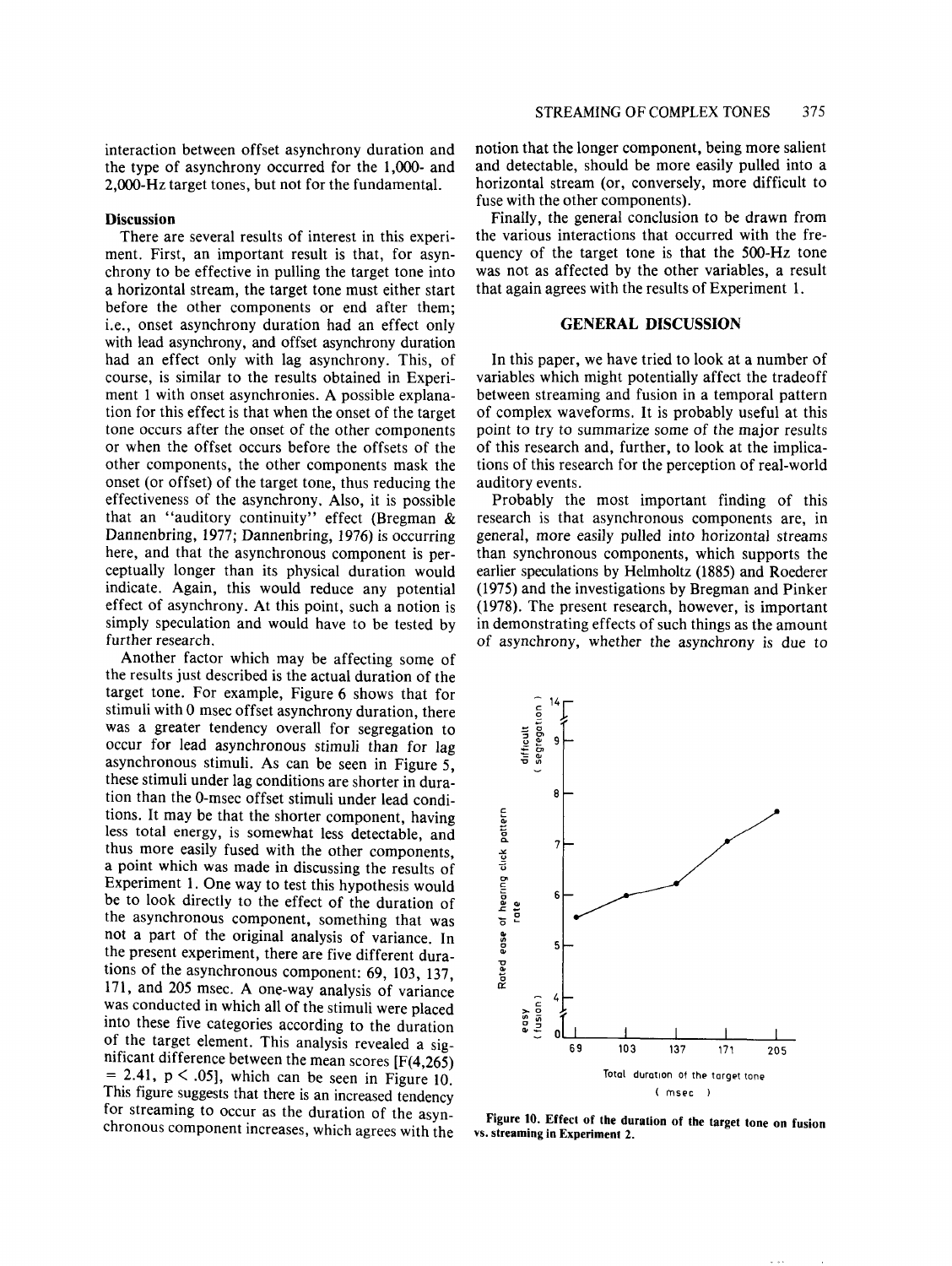interaction between offset asynchrony duration and the type of asynchrony occurred for the 1,000- and 2,000-Hz target tones, but not for the fundamental.

### Discussion

There are several results of interest in this experiment. First, an important result is that, for asynchrony to be effective in pulling the target tone into a horizontal stream, the target tone must either start before the other components or end after them; i.e., onset asynchrony duration had an effect only with lead asynchrony, and offset asynchrony duration had an effect only with lag asynchrony. This, of course, is similar to the results obtained in Experiment 1 with onset asynchronies. A possible explanation for this effect is that when the onset of the target tone occurs after the onset of the other components or when the offset occurs before the offsets of the other components, the other components mask the onset (or offset) of the target tone, thus reducing the effectiveness of the asynchrony. Also, it is possible that an "auditory continuity" effect (Bregman & Dannenbring, 1977; Dannenbring, 1976) is occurring here, and that the asynchronous component is perceptually longer than its physical duration would indicate. Again, this would reduce any potential effect of asynchrony. At this point, such a notion is simply speculation and would have to be tested by further research.

Another factor which may be affecting some of the results just described is the actual duration of the target tone. For example, Figure 6 shows that for stimuli with 0 msec offset asynchrony duration, there was a greater tendency overall for segregation to occur for lead asynchronous stimuli than for lag asynchronous stimuli. As can be seen in Figure 5, these stimuli under lag conditions are shorter in duration than the 0-msec offset stimuli under lead conditions. It may be that the shorter component, having less total energy, is somewhat less detectable, and thus more easily fused with the other components, a point which was made in discussing the results of Experiment 1. One way to test this hypothesis would be to look directly to the effect of the duration of the asynchronous component, something that was not a part of the original analysis of variance. In the present experiment, there are five different durations of the asynchronous component: 69, 103, 137, 171, and 205 msec. A one-way analysis of variance was conducted in which all of the stimuli were placed into these five categories according to the duration of the target element. This analysis revealed a significant difference between the mean scores [$F(4,265) = 2.41$, $p < .05$], which can be seen in Figure 10. This figure suggests that there is an increased tendency for streaming to occur as the duration of the asynchronous component increases, which agrees with the notion that the longer component, being more salient and detectable, should be more easily pulled into a horizontal stream (or, conversely, more difficult to fuse with the other components).

Finally, the general conclusion to be drawn from the various interactions that occurred with the frequency of the target tone is that the 500-Hz tone was not as affected by the other variables, a result that again agrees with the results of Experiment 1.

## GENERAL DISCUSSION

In this paper, we have tried to look at a number of variables which might potentially affect the tradeoff between streaming and fusion in a temporal pattern of complex waveforms. It is probably useful at this point to try to summarize some of the major results of this research and, further, to look at the implications of this research for the perception of real-world auditory events.

Probably the most important finding of this research is that asynchronous components are, in general, more easily pulled into horizontal streams than synchronous components, which supports the earlier speculations by Helmholtz (1885) and Roederer (1975) and the investigations by Bregman and Pinker (1978). The present research, however, is important in demonstrating effects of such things as the amount of asynchrony, whether the asynchrony is due to

**Figure 10. Effect of the duration of the target tone on fusion vs. streaming in Experiment 2.**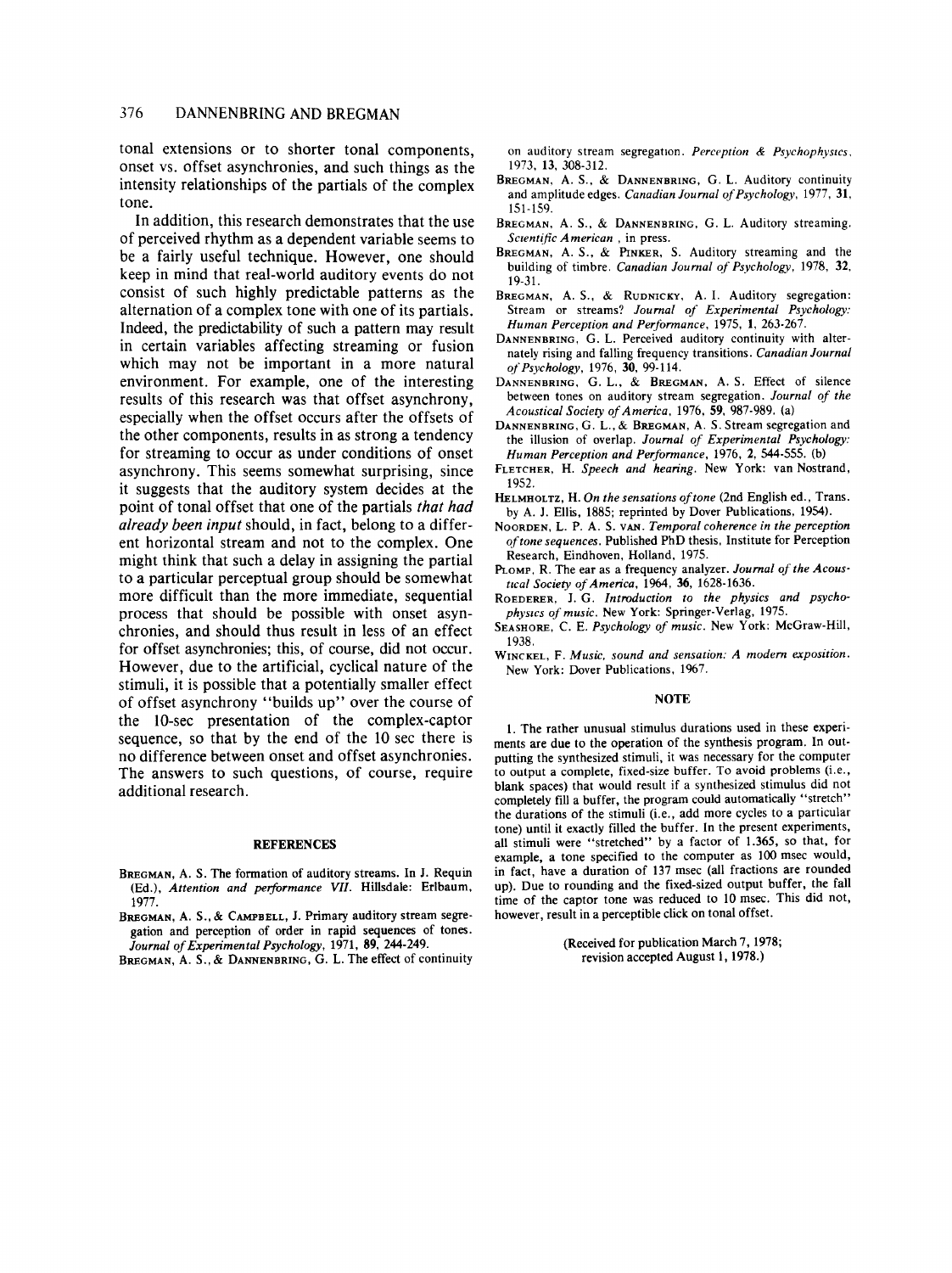tonal extensions or to shorter tonal components, onset vs. offset asynchronies, and such things as the intensity relationships of the partials of the complex tone.

In addition, this research demonstrates that the use of perceived rhythm as a dependent variable seems to be a fairly useful technique. However, one should keep in mind that real-world auditory events do not consist of such highly predictable patterns as the alternation of a complex tone with one of its partials. Indeed, the predictability of such a pattern may result in certain variables affecting streaming or fusion which may not be important in a more natural environment. For example, one of the interesting results of this research was that offset asynchrony, especially when the offset occurs after the offsets of the other components, results in as strong a tendency for streaming to occur as under conditions of onset asynchrony. This seems somewhat surprising, since it suggests that the auditory system decides at the point of tonal offset that one of the partials *that had already been input* should, in fact, belong to a different horizontal stream and not to the complex. One might think that such a delay in assigning the partial to a particular perceptual group should be somewhat more difficult than the more immediate, sequential process that should be possible with onset asynchronies, and should thus result in less of an effect for offset asynchronies; this, of course, did not occur. However, due to the artificial, cyclical nature of the stimuli, it is possible that a potentially smaller effect of offset asynchrony "builds up" over the course of the 10-sec presentation of the complex-captor sequence, so that by the end of the 10 sec there is no difference between onset and offset asynchronies. The answers to such questions, of course, require additional research.

## REFERENCES

Bregman, A. S. The formation of auditory streams. In J. Requin (Ed.), *Attention and performance VII*. Hillsdale: Erlbaum, 1977.

Bregman, A. S., & Campbell, J. Primary auditory stream segregation and perception of order in rapid sequences of tones. *Journal of Experimental Psychology*, 1971, **89**, 244-249.

Bregman, A. S., & Dannenbring, G. L. The effect of continuity on auditory stream segregation. *Perception & Psychophysics*, 1973, **13**, 308-312.

Bregman, A. S., & Dannenbring, G. L. Auditory continuity and amplitude edges. *Canadian Journal of Psychology*, 1977, **31**, 151-159.

Bregman, A. S., & Dannenbring, G. L. Auditory streaming. *Scientific American*, in press.

Bregman, A. S., & Pinker, S. Auditory streaming and the building of timbre. *Canadian Journal of Psychology*, 1978, **32**, 19-31.

Bregman, A. S., & Rudnicky, A. I. Auditory segregation: Stream or streams? *Journal of Experimental Psychology: Human Perception and Performance*, 1975, **1**, 263-267.

Dannenbring, G. L. Perceived auditory continuity with alternately rising and falling frequency transitions. *Canadian Journal of Psychology*, 1976, **30**, 99-114.

Dannenbring, G. L., & Bregman, A. S. Effect of silence between tones on auditory stream segregation. *Journal of the Acoustical Society of America*, 1976, **59**, 987-989. (a)

Dannenbring, G. L., & Bregman, A. S. Stream segregation and the illusion of overlap. *Journal of Experimental Psychology: Human Perception and Performance*, 1976, **2**, 544-555. (b)

Fletcher, H. *Speech and hearing*. New York: van Nostrand, 1952.

Helmholtz, H. *On the sensations of tone* (2nd English ed., Trans. by A. J. Ellis, 1885; reprinted by Dover Publications, 1954).

Noorden, L. P. A. S. van. *Temporal coherence in the perception of tone sequences*. Published PhD thesis, Institute for Perception Research, Eindhoven, Holland, 1975.

Plomp, R. The ear as a frequency analyzer. *Journal of the Acoustical Society of America*, 1964, **36**, 1628-1636.

Roederer, J. G. *Introduction to the physics and psychophysics of music*. New York: Springer-Verlag, 1975.

Seashore, C. E. *Psychology of music*. New York: McGraw-Hill, 1938.

Winckel, F. *Music, sound and sensation: A modern exposition*. New York: Dover Publications, 1967.

## NOTE

1. The rather unusual stimulus durations used in these experiments are due to the operation of the synthesis program. In outputting the synthesized stimuli, it was necessary for the computer to output a complete, fixed-size buffer. To avoid problems (i.e., blank spaces) that would result if a synthesized stimulus did not completely fill a buffer, the program could automatically "stretch" the durations of the stimuli (i.e., add more cycles to a particular tone) until it exactly filled the buffer. In the present experiments, all stimuli were "stretched" by a factor of 1.365, so that, for example, a tone specified to the computer as 100 msec would, in fact, have a duration of 137 msec (all fractions are rounded up). Due to rounding and the fixed-sized output buffer, the fall time of the captor tone was reduced to 10 msec. This did not, however, result in a perceptible click on tonal offset.

(Received for publication March 7, 1978; revision accepted August 1, 1978.)